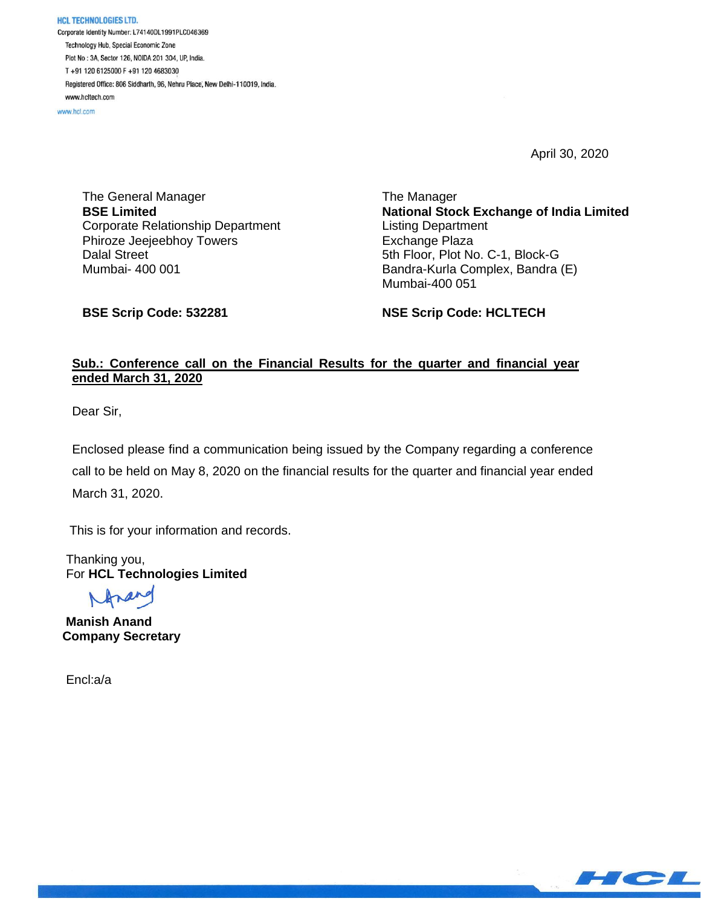**HCL TECHNOLOGIES LTD.**

Corporate Identity Number: L74140DL1991PLC046369

Technology Hub, Special Economic Zone

Plot No : 3A, Sector 126, NOIDA 201 304, UP, India.

T +91 120 6125000 F +91 120 4683030

Registered Office: 806 Siddharth, 96, Nehru Place, New Delhi-110019, India.

www.hcltech.com

www.hcl.com

April 30, 2020

The General Manager
**BSE Limited**
Corporate Relationship Department
Phiroze Jeejeebhoy Towers
Dalal Street
Mumbai- 400 001

**BSE Scrip Code: 532281**

The Manager
**National Stock Exchange of India Limited**
Listing Department
Exchange Plaza
5th Floor, Plot No. C-1, Block-G
Bandra-Kurla Complex, Bandra (E)
Mumbai-400 051

**NSE Scrip Code: HCLTECH**

**Sub.: Conference call on the Financial Results for the quarter and financial year ended March 31, 2020**

Dear Sir,

Enclosed please find a communication being issued by the Company regarding a conference call to be held on May 8, 2020 on the financial results for the quarter and financial year ended March 31, 2020.

This is for your information and records.

Thanking you,
For **HCL Technologies Limited**

**Manish Anand**
**Company Secretary**

Encl:a/a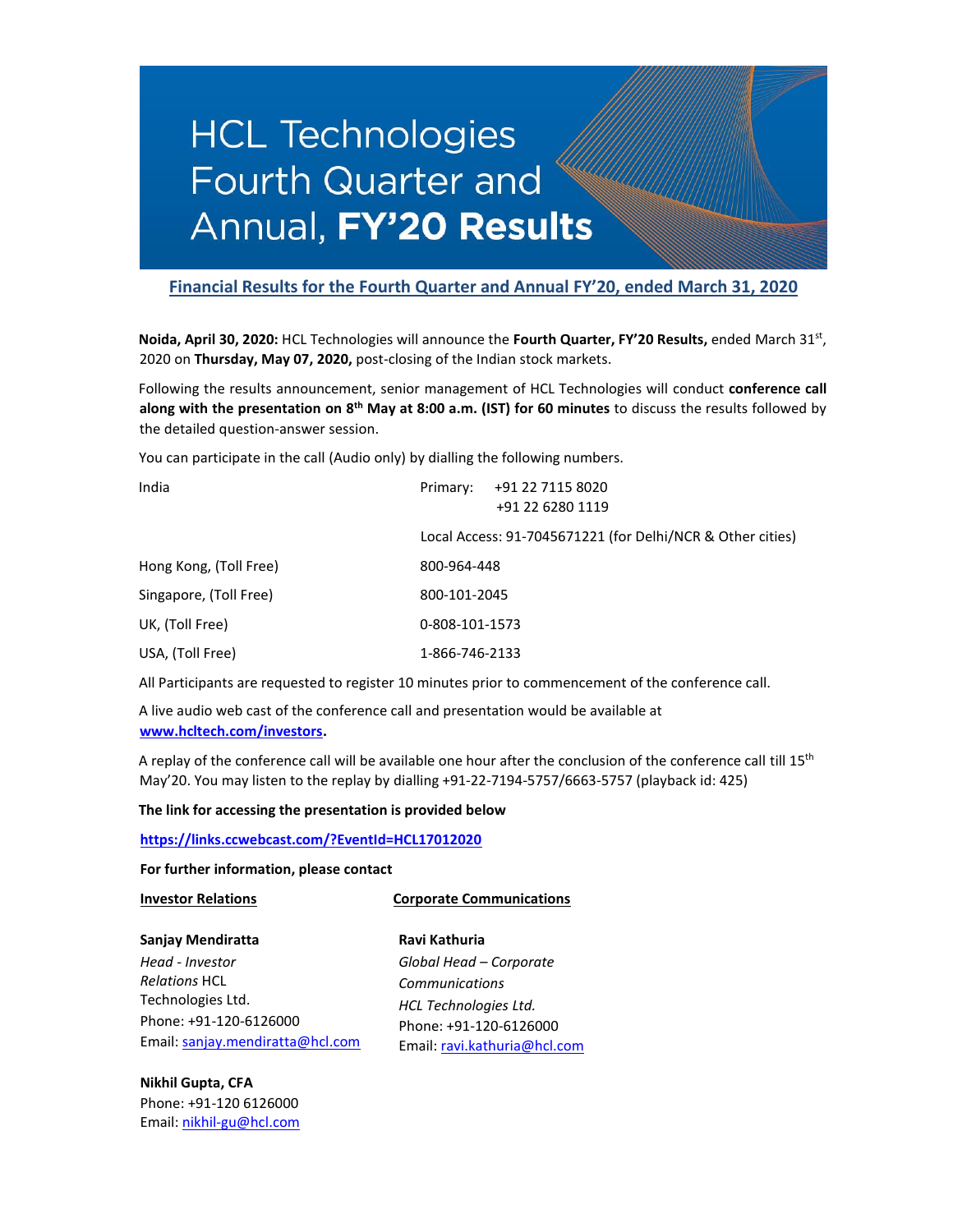# HCL Technologies Fourth Quarter and Annual, **FY'20 Results**

## Financial Results for the Fourth Quarter and Annual FY'20, ended March 31, 2020

**Noida, April 30, 2020:** HCL Technologies will announce the **Fourth Quarter, FY'20 Results,** ended March 31st, 2020 on **Thursday, May 07, 2020,** post-closing of the Indian stock markets.

Following the results announcement, senior management of HCL Technologies will conduct **conference call along with the presentation on 8th May at 8:00 a.m. (IST) for 60 minutes** to discuss the results followed by the detailed question-answer session.

You can participate in the call (Audio only) by dialling the following numbers.

| | |
|---|---|
| India | Primary: +91 22 7115 8020<br>+91 22 6280 1119 |
| | Local Access: 91-7045671221 (for Delhi/NCR & Other cities) |
| Hong Kong, (Toll Free) | 800-964-448 |
| Singapore, (Toll Free) | 800-101-2045 |
| UK, (Toll Free) | 0-808-101-1573 |
| USA, (Toll Free) | 1-866-746-2133 |

All Participants are requested to register 10 minutes prior to commencement of the conference call.

A live audio web cast of the conference call and presentation would be available at **www.hcltech.com/investors.**

A replay of the conference call will be available one hour after the conclusion of the conference call till 15th May'20. You may listen to the replay by dialling +91-22-7194-5757/6663-5757 (playback id: 425)

**The link for accessing the presentation is provided below**

**https://links.ccwebcast.com/?EventId=HCL17012020**

**For further information, please contact**

**Investor Relations**

**Sanjay Mendiratta**
*Head - Investor Relations* HCL Technologies Ltd.
Phone: +91-120-6126000
Email: sanjay.mendiratta@hcl.com

**Nikhil Gupta, CFA**
Phone: +91-120 6126000
Email: nikhil-gu@hcl.com

**Corporate Communications**

**Ravi Kathuria**
*Global Head – Corporate Communications*
*HCL Technologies Ltd.*
Phone: +91-120-6126000
Email: ravi.kathuria@hcl.com